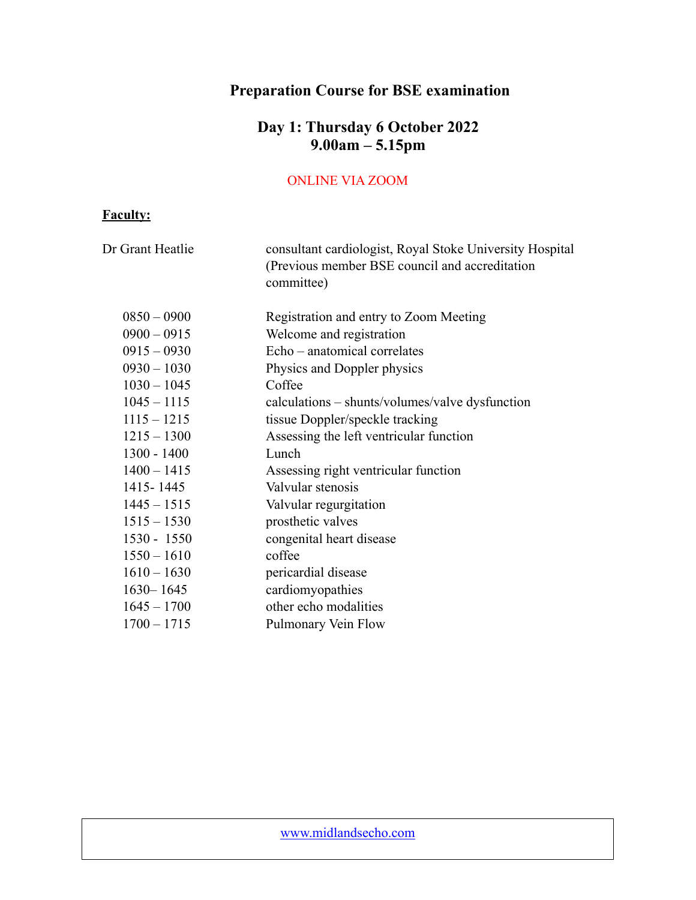# Preparation Course for BSE examination

## Day 1: Thursday 6 October 2022
## 9.00am – 5.15pm

ONLINE VIA ZOOM

**Faculty:**

Dr Grant Heatlie — consultant cardiologist, Royal Stoke University Hospital (Previous member BSE council and accreditation committee)

| Time | Session |
|---|---|
| 0850 – 0900 | Registration and entry to Zoom Meeting |
| 0900 – 0915 | Welcome and registration |
| 0915 – 0930 | Echo – anatomical correlates |
| 0930 – 1030 | Physics and Doppler physics |
| 1030 – 1045 | Coffee |
| 1045 – 1115 | calculations – shunts/volumes/valve dysfunction |
| 1115 – 1215 | tissue Doppler/speckle tracking |
| 1215 – 1300 | Assessing the left ventricular function |
| 1300 - 1400 | Lunch |
| 1400 – 1415 | Assessing right ventricular function |
| 1415- 1445 | Valvular stenosis |
| 1445 – 1515 | Valvular regurgitation |
| 1515 – 1530 | prosthetic valves |
| 1530 - 1550 | congenital heart disease |
| 1550 – 1610 | coffee |
| 1610 – 1630 | pericardial disease |
| 1630– 1645 | cardiomyopathies |
| 1645 – 1700 | other echo modalities |
| 1700 – 1715 | Pulmonary Vein Flow |

www.midlandsecho.com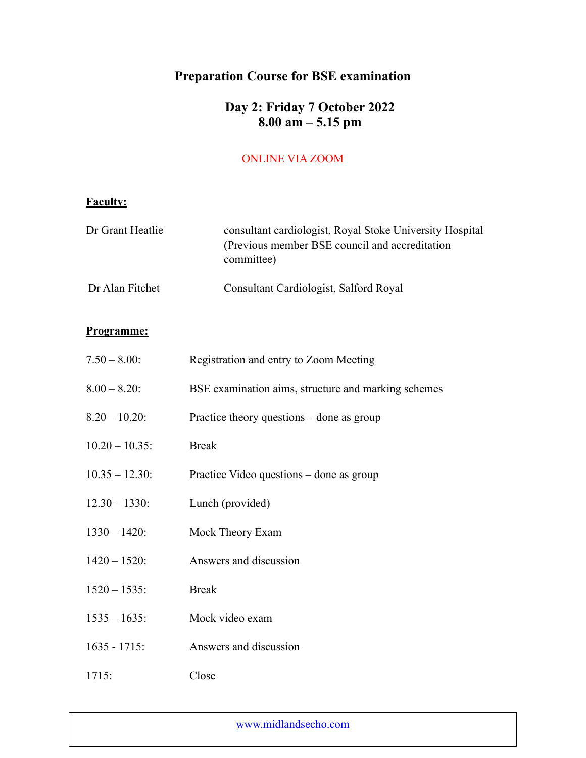# Preparation Course for BSE examination

## Day 2: Friday 7 October 2022
## 8.00 am – 5.15 pm

ONLINE VIA ZOOM

**Faculty:**

| | |
|---|---|
| Dr Grant Heatlie | consultant cardiologist, Royal Stoke University Hospital (Previous member BSE council and accreditation committee) |
| Dr Alan Fitchet | Consultant Cardiologist, Salford Royal |

**Programme:**

| | |
|---|---|
| 7.50 – 8.00: | Registration and entry to Zoom Meeting |
| 8.00 – 8.20: | BSE examination aims, structure and marking schemes |
| 8.20 – 10.20: | Practice theory questions – done as group |
| 10.20 – 10.35: | Break |
| 10.35 – 12.30: | Practice Video questions – done as group |
| 12.30 – 1330: | Lunch (provided) |
| 1330 – 1420: | Mock Theory Exam |
| 1420 – 1520: | Answers and discussion |
| 1520 – 1535: | Break |
| 1535 – 1635: | Mock video exam |
| 1635 - 1715: | Answers and discussion |
| 1715: | Close |

www.midlandsecho.com